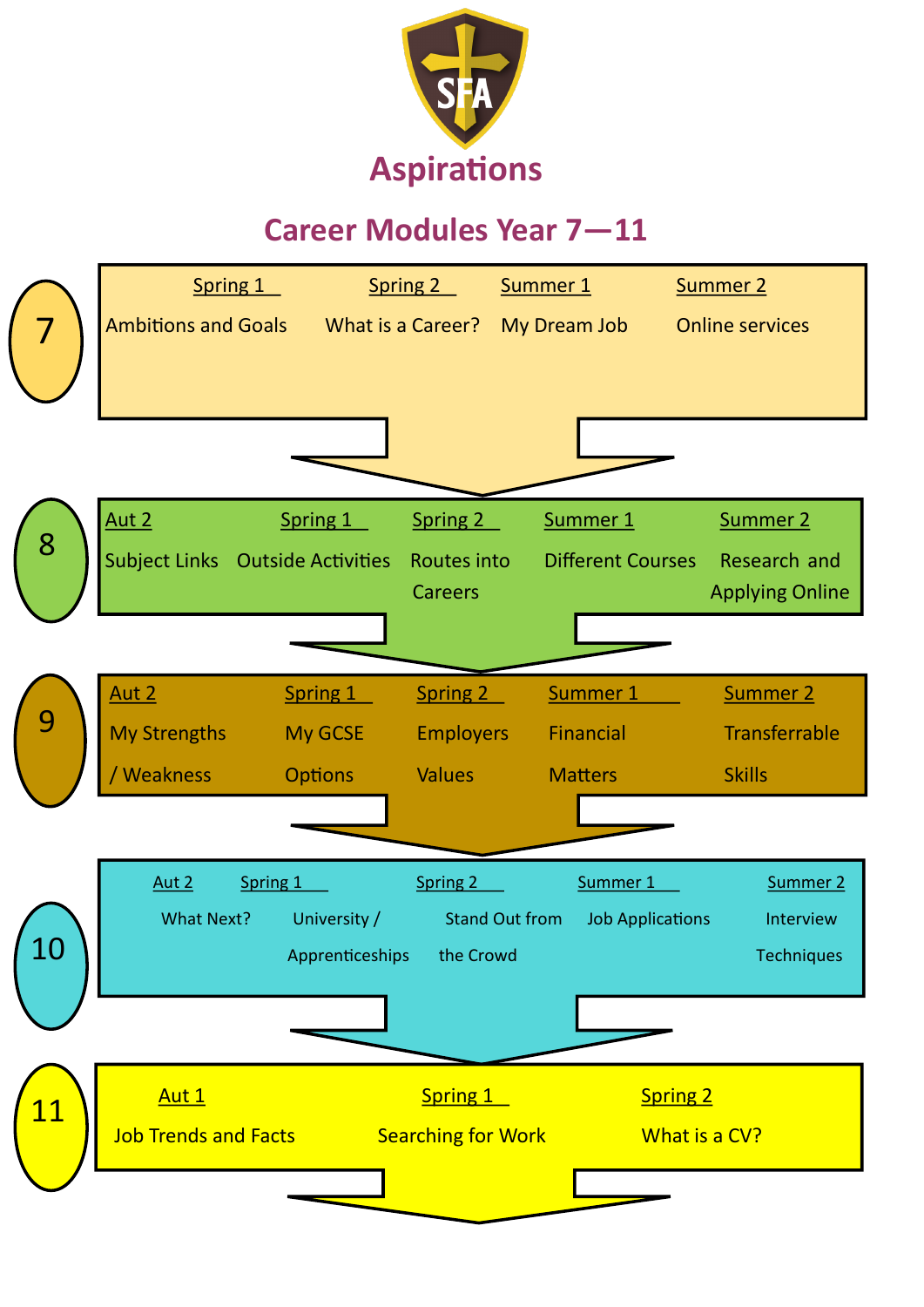# Aspirations

## Career Modules Year 7—11

### 7

| Spring 1 | Spring 2 | Summer 1 | Summer 2 |
|---|---|---|---|
| Ambitions and Goals | What is a Career? | My Dream Job | Online services |

### 8

| Aut 2 | Spring 1 | Spring 2 | Summer 1 | Summer 2 |
|---|---|---|---|---|
| Subject Links | Outside Activities | Routes into Careers | Different Courses | Research and Applying Online |

### 9

| Aut 2 | Spring 1 | Spring 2 | Summer 1 | Summer 2 |
|---|---|---|---|---|
| My Strengths / Weakness | My GCSE Options | Employers Values | Financial Matters | Transferrable Skills |

### 10

| Aut 2 | Spring 1 | Spring 2 | Summer 1 | Summer 2 |
|---|---|---|---|---|
| What Next? | University / Apprenticeships | Stand Out from the Crowd | Job Applications | Interview Techniques |

### 11

| Aut 1 | Spring 1 | Spring 2 |
|---|---|---|
| Job Trends and Facts | Searching for Work | What is a CV? |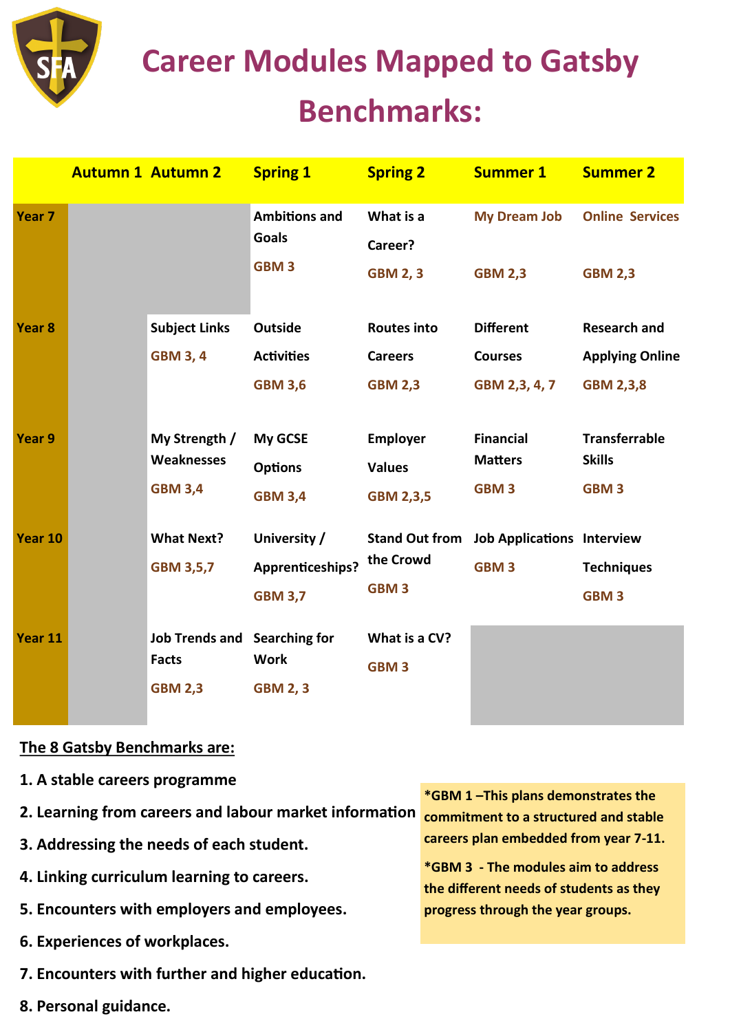# Career Modules Mapped to Gatsby Benchmarks:

| | Autumn 1 | Autumn 2 | Spring 1 | Spring 2 | Summer 1 | Summer 2 |
|---|---|---|---|---|---|---|
| **Year 7** | | | Ambitions and Goals GBM 3 | What is a Career? GBM 2, 3 | My Dream Job GBM 2,3 | Online Services GBM 2,3 |
| **Year 8** | | Subject Links GBM 3, 4 | Outside Activities GBM 3,6 | Routes into Careers GBM 2,3 | Different Courses GBM 2,3, 4, 7 | Research and Applying Online GBM 2,3,8 |
| **Year 9** | | My Strength / Weaknesses GBM 3,4 | My GCSE Options GBM 3,4 | Employer Values GBM 2,3,5 | Financial Matters GBM 3 | Transferrable Skills GBM 3 |
| **Year 10** | | What Next? GBM 3,5,7 | University / Apprenticeships? GBM 3,7 | Stand Out from the Crowd GBM 3 | Job Applications GBM 3 | Interview Techniques GBM 3 |
| **Year 11** | | Job Trends and Facts GBM 2,3 | Searching for Work GBM 2, 3 | What is a CV? GBM 3 | | |

**The 8 Gatsby Benchmarks are:**

1. A stable careers programme
2. Learning from careers and labour market information
3. Addressing the needs of each student.
4. Linking curriculum learning to careers.
5. Encounters with employers and employees.
6. Experiences of workplaces.
7. Encounters with further and higher education.
8. Personal guidance.

**\*GBM 1 –This plans demonstrates the commitment to a structured and stable careers plan embedded from year 7-11.**

**\*GBM 3 - The modules aim to address the different needs of students as they progress through the year groups.**